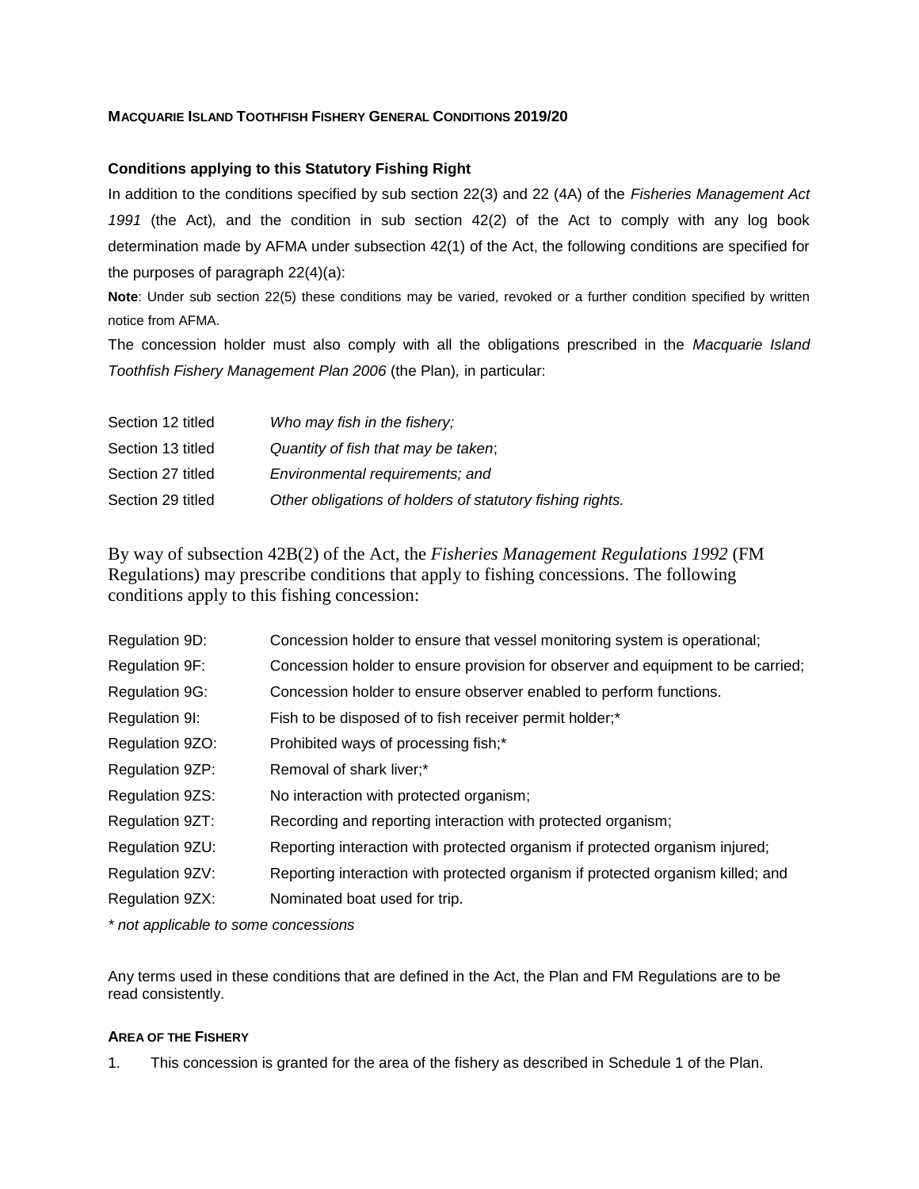**MACQUARIE ISLAND TOOTHFISH FISHERY GENERAL CONDITIONS 2019/20**

**Conditions applying to this Statutory Fishing Right**

In addition to the conditions specified by sub section 22(3) and 22 (4A) of the *Fisheries Management Act 1991* (the Act), and the condition in sub section 42(2) of the Act to comply with any log book determination made by AFMA under subsection 42(1) of the Act, the following conditions are specified for the purposes of paragraph 22(4)(a):

**Note**: Under sub section 22(5) these conditions may be varied, revoked or a further condition specified by written notice from AFMA.

The concession holder must also comply with all the obligations prescribed in the *Macquarie Island Toothfish Fishery Management Plan 2006* (the Plan), in particular:

| | |
|---|---|
| Section 12 titled | *Who may fish in the fishery;* |
| Section 13 titled | *Quantity of fish that may be taken*; |
| Section 27 titled | *Environmental requirements; and* |
| Section 29 titled | *Other obligations of holders of statutory fishing rights.* |

By way of subsection 42B(2) of the Act, the *Fisheries Management Regulations 1992* (FM Regulations) may prescribe conditions that apply to fishing concessions. The following conditions apply to this fishing concession:

| | |
|---|---|
| Regulation 9D: | Concession holder to ensure that vessel monitoring system is operational; |
| Regulation 9F: | Concession holder to ensure provision for observer and equipment to be carried; |
| Regulation 9G: | Concession holder to ensure observer enabled to perform functions. |
| Regulation 9I: | Fish to be disposed of to fish receiver permit holder;* |
| Regulation 9ZO: | Prohibited ways of processing fish;* |
| Regulation 9ZP: | Removal of shark liver;* |
| Regulation 9ZS: | No interaction with protected organism; |
| Regulation 9ZT: | Recording and reporting interaction with protected organism; |
| Regulation 9ZU: | Reporting interaction with protected organism if protected organism injured; |
| Regulation 9ZV: | Reporting interaction with protected organism if protected organism killed; and |
| Regulation 9ZX: | Nominated boat used for trip. |

*\* not applicable to some concessions*

Any terms used in these conditions that are defined in the Act, the Plan and FM Regulations are to be read consistently.

**AREA OF THE FISHERY**

1. This concession is granted for the area of the fishery as described in Schedule 1 of the Plan.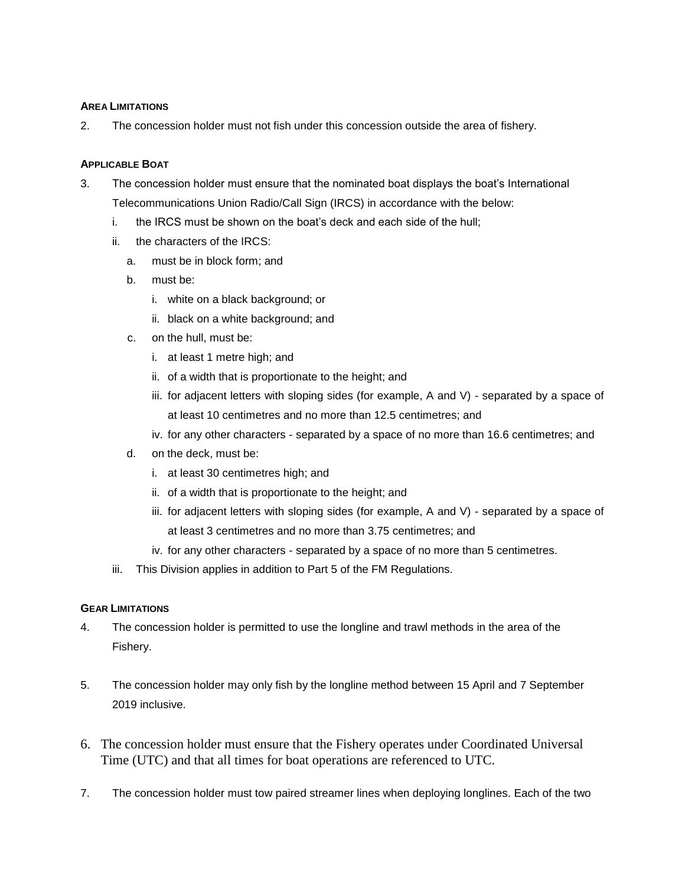#### AREA LIMITATIONS

2. The concession holder must not fish under this concession outside the area of fishery.

#### APPLICABLE BOAT

3. The concession holder must ensure that the nominated boat displays the boat's International Telecommunications Union Radio/Call Sign (IRCS) in accordance with the below:
   - i. the IRCS must be shown on the boat's deck and each side of the hull;
   - ii. the characters of the IRCS:
     - a. must be in block form; and
     - b. must be:
       - i. white on a black background; or
       - ii. black on a white background; and
     - c. on the hull, must be:
       - i. at least 1 metre high; and
       - ii. of a width that is proportionate to the height; and
       - iii. for adjacent letters with sloping sides (for example, A and V) - separated by a space of at least 10 centimetres and no more than 12.5 centimetres; and
       - iv. for any other characters - separated by a space of no more than 16.6 centimetres; and
     - d. on the deck, must be:
       - i. at least 30 centimetres high; and
       - ii. of a width that is proportionate to the height; and
       - iii. for adjacent letters with sloping sides (for example, A and V) - separated by a space of at least 3 centimetres and no more than 3.75 centimetres; and
       - iv. for any other characters - separated by a space of no more than 5 centimetres.
   - iii. This Division applies in addition to Part 5 of the FM Regulations.

#### GEAR LIMITATIONS

4. The concession holder is permitted to use the longline and trawl methods in the area of the Fishery.

5. The concession holder may only fish by the longline method between 15 April and 7 September 2019 inclusive.

6. The concession holder must ensure that the Fishery operates under Coordinated Universal Time (UTC) and that all times for boat operations are referenced to UTC.

7. The concession holder must tow paired streamer lines when deploying longlines. Each of the two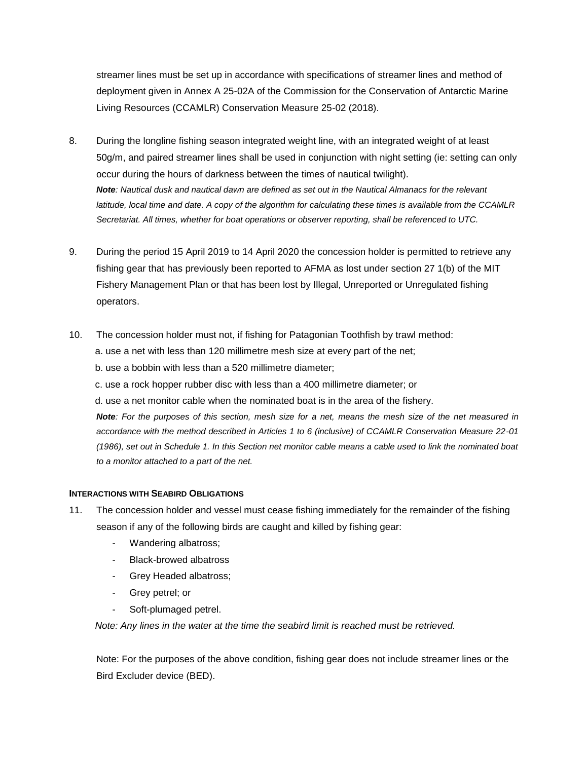streamer lines must be set up in accordance with specifications of streamer lines and method of deployment given in Annex A 25-02A of the Commission for the Conservation of Antarctic Marine Living Resources (CCAMLR) Conservation Measure 25-02 (2018).

8. During the longline fishing season integrated weight line, with an integrated weight of at least 50g/m, and paired streamer lines shall be used in conjunction with night setting (ie: setting can only occur during the hours of darkness between the times of nautical twilight).

   ***Note****: Nautical dusk and nautical dawn are defined as set out in the Nautical Almanacs for the relevant latitude, local time and date. A copy of the algorithm for calculating these times is available from the CCAMLR Secretariat. All times, whether for boat operations or observer reporting, shall be referenced to UTC.*

9. During the period 15 April 2019 to 14 April 2020 the concession holder is permitted to retrieve any fishing gear that has previously been reported to AFMA as lost under section 27 1(b) of the MIT Fishery Management Plan or that has been lost by Illegal, Unreported or Unregulated fishing operators.

10. The concession holder must not, if fishing for Patagonian Toothfish by trawl method:

    a. use a net with less than 120 millimetre mesh size at every part of the net;

    b. use a bobbin with less than a 520 millimetre diameter;

    c. use a rock hopper rubber disc with less than a 400 millimetre diameter; or

    d. use a net monitor cable when the nominated boat is in the area of the fishery.

    ***Note****: For the purposes of this section, mesh size for a net, means the mesh size of the net measured in accordance with the method described in Articles 1 to 6 (inclusive) of CCAMLR Conservation Measure 22-01 (1986), set out in Schedule 1. In this Section net monitor cable means a cable used to link the nominated boat to a monitor attached to a part of the net.*

#### Interactions with Seabird Obligations

11. The concession holder and vessel must cease fishing immediately for the remainder of the fishing season if any of the following birds are caught and killed by fishing gear:

    - Wandering albatross;
    - Black-browed albatross
    - Grey Headed albatross;
    - Grey petrel; or
    - Soft-plumaged petrel.

    *Note: Any lines in the water at the time the seabird limit is reached must be retrieved.*

    Note: For the purposes of the above condition, fishing gear does not include streamer lines or the Bird Excluder device (BED).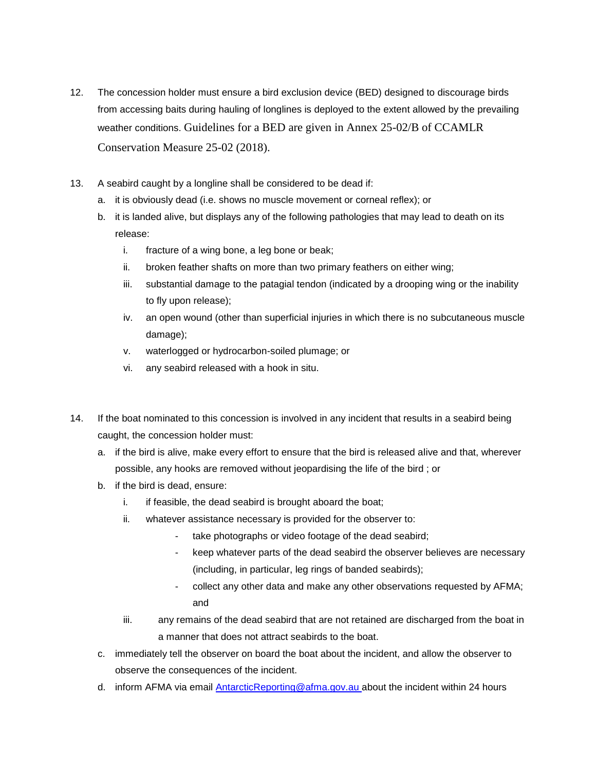12. The concession holder must ensure a bird exclusion device (BED) designed to discourage birds from accessing baits during hauling of longlines is deployed to the extent allowed by the prevailing weather conditions. Guidelines for a BED are given in Annex 25-02/B of CCAMLR Conservation Measure 25-02 (2018).

13. A seabird caught by a longline shall be considered to be dead if:
    a. it is obviously dead (i.e. shows no muscle movement or corneal reflex); or
    b. it is landed alive, but displays any of the following pathologies that may lead to death on its release:
        i. fracture of a wing bone, a leg bone or beak;
        ii. broken feather shafts on more than two primary feathers on either wing;
        iii. substantial damage to the patagial tendon (indicated by a drooping wing or the inability to fly upon release);
        iv. an open wound (other than superficial injuries in which there is no subcutaneous muscle damage);
        v. waterlogged or hydrocarbon-soiled plumage; or
        vi. any seabird released with a hook in situ.

14. If the boat nominated to this concession is involved in any incident that results in a seabird being caught, the concession holder must:
    a. if the bird is alive, make every effort to ensure that the bird is released alive and that, wherever possible, any hooks are removed without jeopardising the life of the bird ; or
    b. if the bird is dead, ensure:
        i. if feasible, the dead seabird is brought aboard the boat;
        ii. whatever assistance necessary is provided for the observer to:
            - take photographs or video footage of the dead seabird;
            - keep whatever parts of the dead seabird the observer believes are necessary (including, in particular, leg rings of banded seabirds);
            - collect any other data and make any other observations requested by AFMA; and
        iii. any remains of the dead seabird that are not retained are discharged from the boat in a manner that does not attract seabirds to the boat.
    c. immediately tell the observer on board the boat about the incident, and allow the observer to observe the consequences of the incident.
    d. inform AFMA via email AntarcticReporting@afma.gov.au about the incident within 24 hours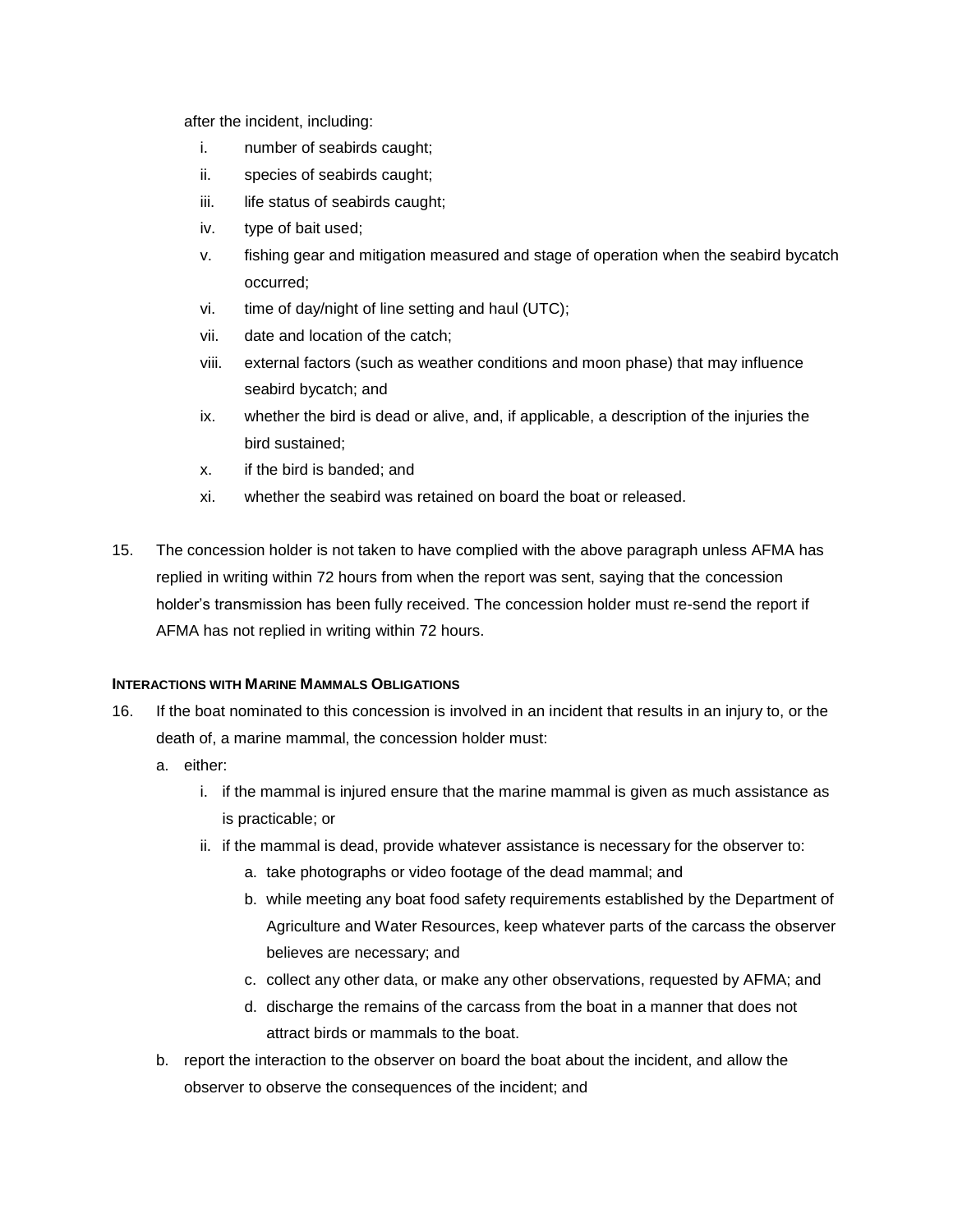after the incident, including:

i. number of seabirds caught;
ii. species of seabirds caught;
iii. life status of seabirds caught;
iv. type of bait used;
v. fishing gear and mitigation measured and stage of operation when the seabird bycatch occurred;
vi. time of day/night of line setting and haul (UTC);
vii. date and location of the catch;
viii. external factors (such as weather conditions and moon phase) that may influence seabird bycatch; and
ix. whether the bird is dead or alive, and, if applicable, a description of the injuries the bird sustained;
x. if the bird is banded; and
xi. whether the seabird was retained on board the boat or released.

15. The concession holder is not taken to have complied with the above paragraph unless AFMA has replied in writing within 72 hours from when the report was sent, saying that the concession holder's transmission has been fully received. The concession holder must re-send the report if AFMA has not replied in writing within 72 hours.

**INTERACTIONS WITH MARINE MAMMALS OBLIGATIONS**

16. If the boat nominated to this concession is involved in an incident that results in an injury to, or the death of, a marine mammal, the concession holder must:
    a. either:
        i. if the mammal is injured ensure that the marine mammal is given as much assistance as is practicable; or
        ii. if the mammal is dead, provide whatever assistance is necessary for the observer to:
            a. take photographs or video footage of the dead mammal; and
            b. while meeting any boat food safety requirements established by the Department of Agriculture and Water Resources, keep whatever parts of the carcass the observer believes are necessary; and
            c. collect any other data, or make any other observations, requested by AFMA; and
            d. discharge the remains of the carcass from the boat in a manner that does not attract birds or mammals to the boat.
    b. report the interaction to the observer on board the boat about the incident, and allow the observer to observe the consequences of the incident; and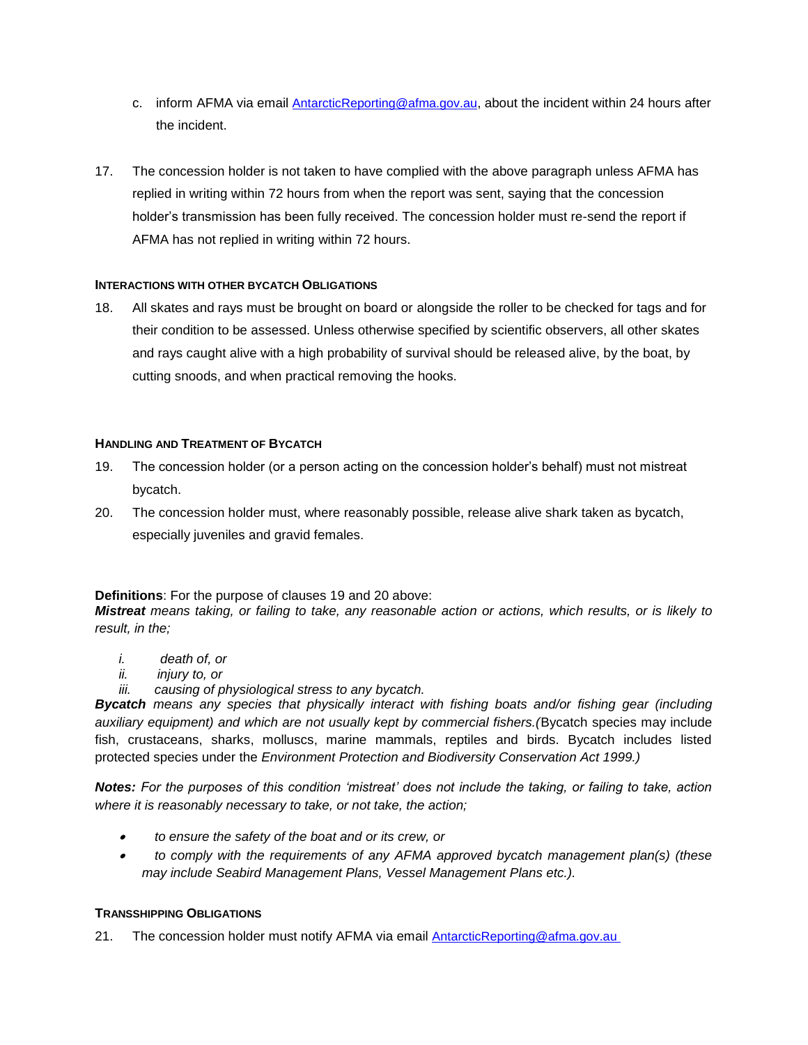c. inform AFMA via email [AntarcticReporting@afma.gov.au](mailto:AntarcticReporting@afma.gov.au), about the incident within 24 hours after the incident.

17. The concession holder is not taken to have complied with the above paragraph unless AFMA has replied in writing within 72 hours from when the report was sent, saying that the concession holder's transmission has been fully received. The concession holder must re-send the report if AFMA has not replied in writing within 72 hours.

#### INTERACTIONS WITH OTHER BYCATCH OBLIGATIONS

18. All skates and rays must be brought on board or alongside the roller to be checked for tags and for their condition to be assessed. Unless otherwise specified by scientific observers, all other skates and rays caught alive with a high probability of survival should be released alive, by the boat, by cutting snoods, and when practical removing the hooks.

#### HANDLING AND TREATMENT OF BYCATCH

19. The concession holder (or a person acting on the concession holder's behalf) must not mistreat bycatch.
20. The concession holder must, where reasonably possible, release alive shark taken as bycatch, especially juveniles and gravid females.

**Definitions**: For the purpose of clauses 19 and 20 above:
***Mistreat*** *means taking, or failing to take, any reasonable action or actions, which results, or is likely to result, in the;*

*i. death of, or*
*ii. injury to, or*
*iii. causing of physiological stress to any bycatch.*

***Bycatch*** *means any species that physically interact with fishing boats and/or fishing gear (including auxiliary equipment) and which are not usually kept by commercial fishers.(*Bycatch species may include fish, crustaceans, sharks, molluscs, marine mammals, reptiles and birds. Bycatch includes listed protected species under the *Environment Protection and Biodiversity Conservation Act 1999.)*

***Notes:*** *For the purposes of this condition 'mistreat' does not include the taking, or failing to take, action where it is reasonably necessary to take, or not take, the action;*

- *to ensure the safety of the boat and or its crew, or*
- *to comply with the requirements of any AFMA approved bycatch management plan(s) (these may include Seabird Management Plans, Vessel Management Plans etc.).*

#### TRANSSHIPPING OBLIGATIONS

21. The concession holder must notify AFMA via email [AntarcticReporting@afma.gov.au](mailto:AntarcticReporting@afma.gov.au)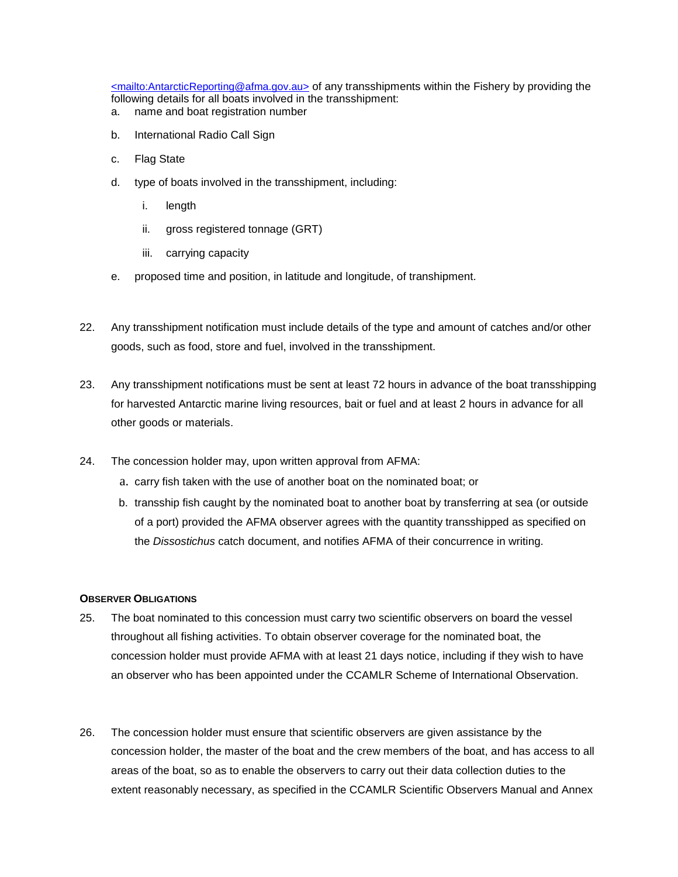<mailto:AntarcticReporting@afma.gov.au> of any transshipments within the Fishery by providing the following details for all boats involved in the transshipment:

a. name and boat registration number

b. International Radio Call Sign

c. Flag State

d. type of boats involved in the transshipment, including:

   i. length

   ii. gross registered tonnage (GRT)

   iii. carrying capacity

e. proposed time and position, in latitude and longitude, of transhipment.

22. Any transshipment notification must include details of the type and amount of catches and/or other goods, such as food, store and fuel, involved in the transshipment.

23. Any transshipment notifications must be sent at least 72 hours in advance of the boat transshipping for harvested Antarctic marine living resources, bait or fuel and at least 2 hours in advance for all other goods or materials.

24. The concession holder may, upon written approval from AFMA:

   a. carry fish taken with the use of another boat on the nominated boat; or

   b. transship fish caught by the nominated boat to another boat by transferring at sea (or outside of a port) provided the AFMA observer agrees with the quantity transshipped as specified on the *Dissostichus* catch document, and notifies AFMA of their concurrence in writing.

**OBSERVER OBLIGATIONS**

25. The boat nominated to this concession must carry two scientific observers on board the vessel throughout all fishing activities. To obtain observer coverage for the nominated boat, the concession holder must provide AFMA with at least 21 days notice, including if they wish to have an observer who has been appointed under the CCAMLR Scheme of International Observation.

26. The concession holder must ensure that scientific observers are given assistance by the concession holder, the master of the boat and the crew members of the boat, and has access to all areas of the boat, so as to enable the observers to carry out their data collection duties to the extent reasonably necessary, as specified in the CCAMLR Scientific Observers Manual and Annex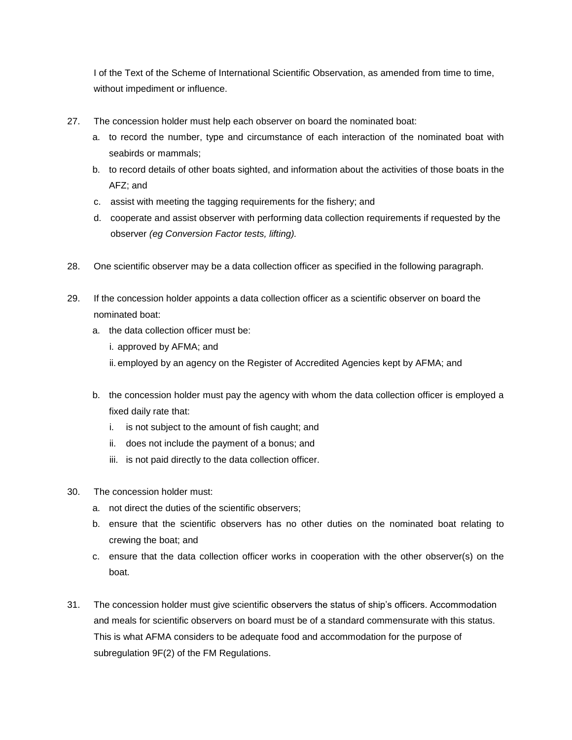I of the Text of the Scheme of International Scientific Observation, as amended from time to time, without impediment or influence.

27. The concession holder must help each observer on board the nominated boat:
    a. to record the number, type and circumstance of each interaction of the nominated boat with seabirds or mammals;
    b. to record details of other boats sighted, and information about the activities of those boats in the AFZ; and
    c. assist with meeting the tagging requirements for the fishery; and
    d. cooperate and assist observer with performing data collection requirements if requested by the observer *(eg Conversion Factor tests, lifting).*

28. One scientific observer may be a data collection officer as specified in the following paragraph.

29. If the concession holder appoints a data collection officer as a scientific observer on board the nominated boat:
    a. the data collection officer must be:
        i. approved by AFMA; and
        ii. employed by an agency on the Register of Accredited Agencies kept by AFMA; and
    b. the concession holder must pay the agency with whom the data collection officer is employed a fixed daily rate that:
        i. is not subject to the amount of fish caught; and
        ii. does not include the payment of a bonus; and
        iii. is not paid directly to the data collection officer.

30. The concession holder must:
    a. not direct the duties of the scientific observers;
    b. ensure that the scientific observers has no other duties on the nominated boat relating to crewing the boat; and
    c. ensure that the data collection officer works in cooperation with the other observer(s) on the boat.

31. The concession holder must give scientific observers the status of ship's officers. Accommodation and meals for scientific observers on board must be of a standard commensurate with this status. This is what AFMA considers to be adequate food and accommodation for the purpose of subregulation 9F(2) of the FM Regulations.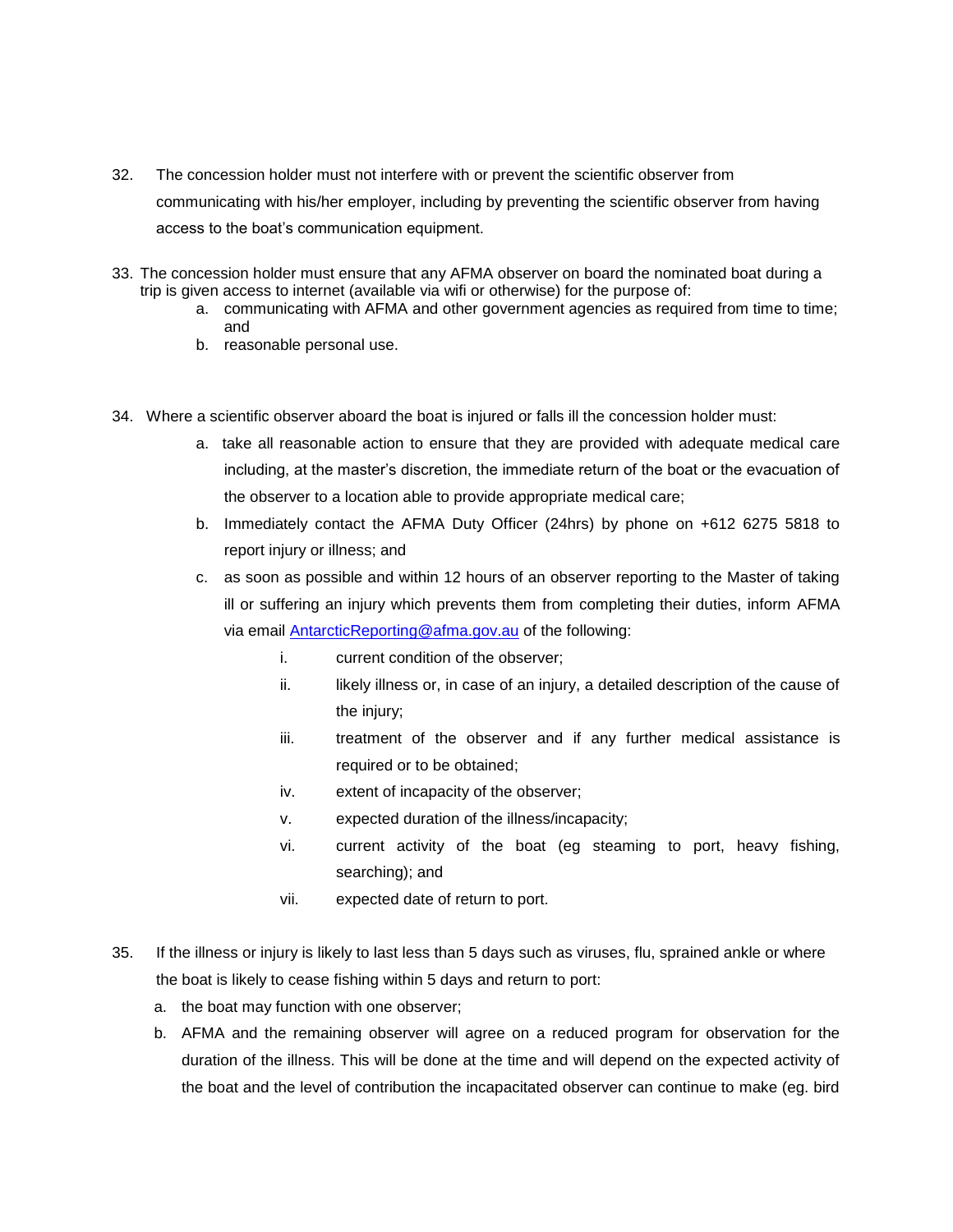32. The concession holder must not interfere with or prevent the scientific observer from communicating with his/her employer, including by preventing the scientific observer from having access to the boat's communication equipment.

33. The concession holder must ensure that any AFMA observer on board the nominated boat during a trip is given access to internet (available via wifi or otherwise) for the purpose of:
    a. communicating with AFMA and other government agencies as required from time to time; and
    b. reasonable personal use.

34. Where a scientific observer aboard the boat is injured or falls ill the concession holder must:
    a. take all reasonable action to ensure that they are provided with adequate medical care including, at the master's discretion, the immediate return of the boat or the evacuation of the observer to a location able to provide appropriate medical care;
    b. Immediately contact the AFMA Duty Officer (24hrs) by phone on +612 6275 5818 to report injury or illness; and
    c. as soon as possible and within 12 hours of an observer reporting to the Master of taking ill or suffering an injury which prevents them from completing their duties, inform AFMA via email [AntarcticReporting@afma.gov.au](mailto:AntarcticReporting@afma.gov.au) of the following:
        i. current condition of the observer;
        ii. likely illness or, in case of an injury, a detailed description of the cause of the injury;
        iii. treatment of the observer and if any further medical assistance is required or to be obtained;
        iv. extent of incapacity of the observer;
        v. expected duration of the illness/incapacity;
        vi. current activity of the boat (eg steaming to port, heavy fishing, searching); and
        vii. expected date of return to port.

35. If the illness or injury is likely to last less than 5 days such as viruses, flu, sprained ankle or where the boat is likely to cease fishing within 5 days and return to port:
    a. the boat may function with one observer;
    b. AFMA and the remaining observer will agree on a reduced program for observation for the duration of the illness. This will be done at the time and will depend on the expected activity of the boat and the level of contribution the incapacitated observer can continue to make (eg. bird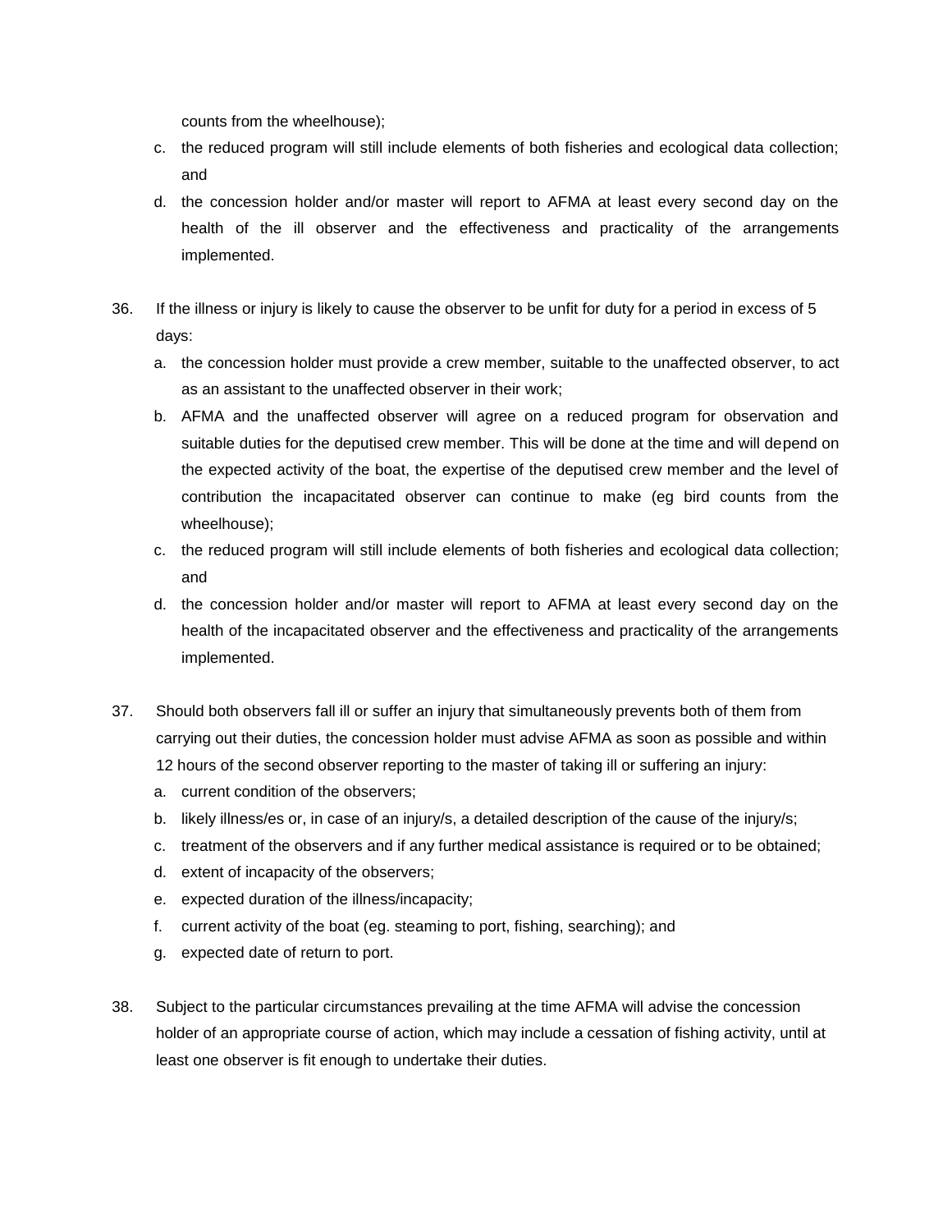counts from the wheelhouse);

c. the reduced program will still include elements of both fisheries and ecological data collection; and

d. the concession holder and/or master will report to AFMA at least every second day on the health of the ill observer and the effectiveness and practicality of the arrangements implemented.

36. If the illness or injury is likely to cause the observer to be unfit for duty for a period in excess of 5 days:

   a. the concession holder must provide a crew member, suitable to the unaffected observer, to act as an assistant to the unaffected observer in their work;

   b. AFMA and the unaffected observer will agree on a reduced program for observation and suitable duties for the deputised crew member. This will be done at the time and will depend on the expected activity of the boat, the expertise of the deputised crew member and the level of contribution the incapacitated observer can continue to make (eg bird counts from the wheelhouse);

   c. the reduced program will still include elements of both fisheries and ecological data collection; and

   d. the concession holder and/or master will report to AFMA at least every second day on the health of the incapacitated observer and the effectiveness and practicality of the arrangements implemented.

37. Should both observers fall ill or suffer an injury that simultaneously prevents both of them from carrying out their duties, the concession holder must advise AFMA as soon as possible and within 12 hours of the second observer reporting to the master of taking ill or suffering an injury:

   a. current condition of the observers;

   b. likely illness/es or, in case of an injury/s, a detailed description of the cause of the injury/s;

   c. treatment of the observers and if any further medical assistance is required or to be obtained;

   d. extent of incapacity of the observers;

   e. expected duration of the illness/incapacity;

   f. current activity of the boat (eg. steaming to port, fishing, searching); and

   g. expected date of return to port.

38. Subject to the particular circumstances prevailing at the time AFMA will advise the concession holder of an appropriate course of action, which may include a cessation of fishing activity, until at least one observer is fit enough to undertake their duties.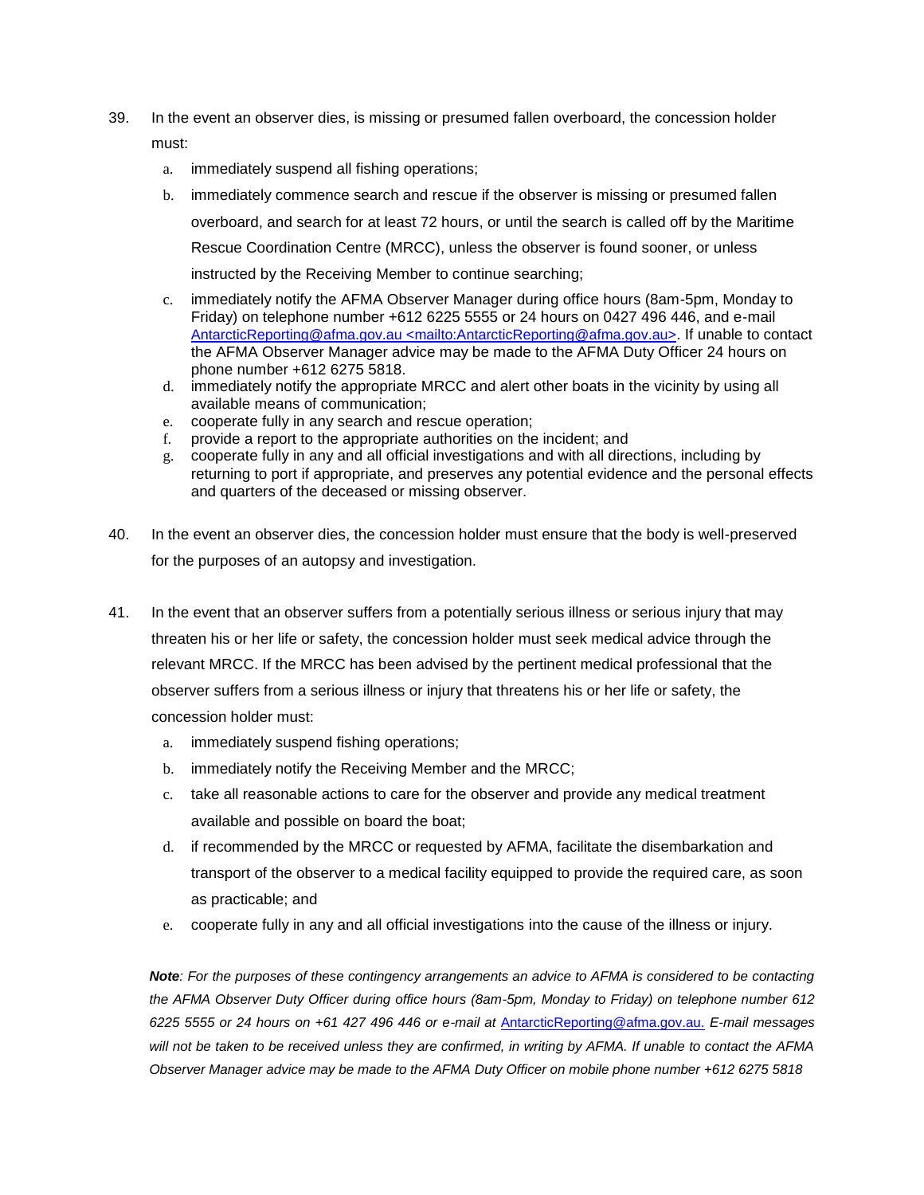39. In the event an observer dies, is missing or presumed fallen overboard, the concession holder must:

    a. immediately suspend all fishing operations;

    b. immediately commence search and rescue if the observer is missing or presumed fallen overboard, and search for at least 72 hours, or until the search is called off by the Maritime Rescue Coordination Centre (MRCC), unless the observer is found sooner, or unless instructed by the Receiving Member to continue searching;

    c. immediately notify the AFMA Observer Manager during office hours (8am-5pm, Monday to Friday) on telephone number +612 6225 5555 or 24 hours on 0427 496 446, and e-mail AntarcticReporting@afma.gov.au <mailto:AntarcticReporting@afma.gov.au>. If unable to contact the AFMA Observer Manager advice may be made to the AFMA Duty Officer 24 hours on phone number +612 6275 5818.

    d. immediately notify the appropriate MRCC and alert other boats in the vicinity by using all available means of communication;

    e. cooperate fully in any search and rescue operation;

    f. provide a report to the appropriate authorities on the incident; and

    g. cooperate fully in any and all official investigations and with all directions, including by returning to port if appropriate, and preserves any potential evidence and the personal effects and quarters of the deceased or missing observer.

40. In the event an observer dies, the concession holder must ensure that the body is well-preserved for the purposes of an autopsy and investigation.

41. In the event that an observer suffers from a potentially serious illness or serious injury that may threaten his or her life or safety, the concession holder must seek medical advice through the relevant MRCC. If the MRCC has been advised by the pertinent medical professional that the observer suffers from a serious illness or injury that threatens his or her life or safety, the concession holder must:

    a. immediately suspend fishing operations;

    b. immediately notify the Receiving Member and the MRCC;

    c. take all reasonable actions to care for the observer and provide any medical treatment available and possible on board the boat;

    d. if recommended by the MRCC or requested by AFMA, facilitate the disembarkation and transport of the observer to a medical facility equipped to provide the required care, as soon as practicable; and

    e. cooperate fully in any and all official investigations into the cause of the illness or injury.

***Note**: For the purposes of these contingency arrangements an advice to AFMA is considered to be contacting the AFMA Observer Duty Officer during office hours (8am-5pm, Monday to Friday) on telephone number 612 6225 5555 or 24 hours on +61 427 496 446 or e-mail at* AntarcticReporting@afma.gov.au. *E-mail messages will not be taken to be received unless they are confirmed, in writing by AFMA. If unable to contact the AFMA Observer Manager advice may be made to the AFMA Duty Officer on mobile phone number +612 6275 5818*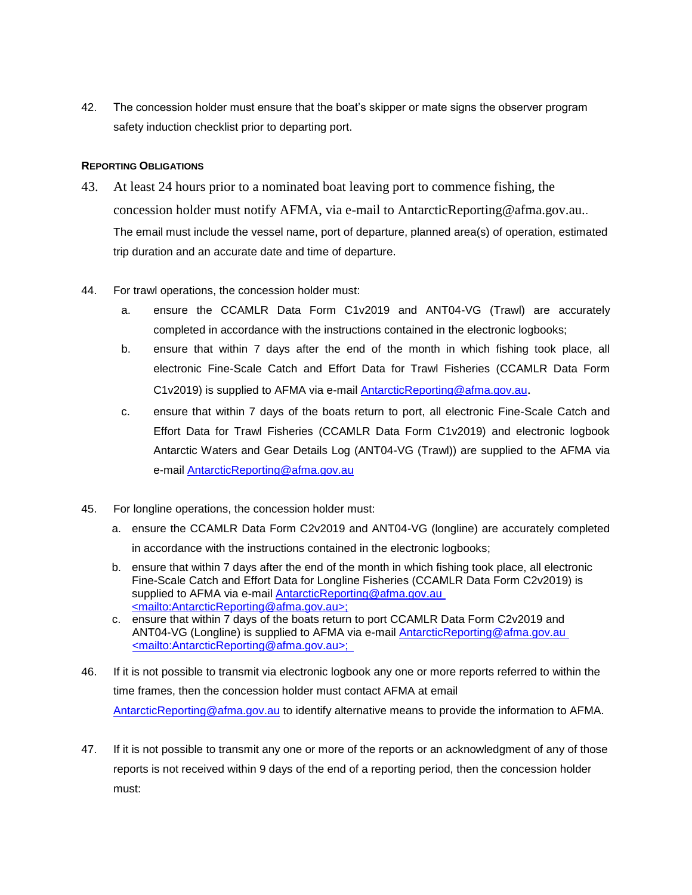42. The concession holder must ensure that the boat's skipper or mate signs the observer program safety induction checklist prior to departing port.

**REPORTING OBLIGATIONS**

43. At least 24 hours prior to a nominated boat leaving port to commence fishing, the concession holder must notify AFMA, via e-mail to AntarcticReporting@afma.gov.au.. The email must include the vessel name, port of departure, planned area(s) of operation, estimated trip duration and an accurate date and time of departure.

44. For trawl operations, the concession holder must:
    a. ensure the CCAMLR Data Form C1v2019 and ANT04-VG (Trawl) are accurately completed in accordance with the instructions contained in the electronic logbooks;
    b. ensure that within 7 days after the end of the month in which fishing took place, all electronic Fine-Scale Catch and Effort Data for Trawl Fisheries (CCAMLR Data Form C1v2019) is supplied to AFMA via e-mail AntarcticReporting@afma.gov.au.
    c. ensure that within 7 days of the boats return to port, all electronic Fine-Scale Catch and Effort Data for Trawl Fisheries (CCAMLR Data Form C1v2019) and electronic logbook Antarctic Waters and Gear Details Log (ANT04-VG (Trawl)) are supplied to the AFMA via e-mail AntarcticReporting@afma.gov.au

45. For longline operations, the concession holder must:
    a. ensure the CCAMLR Data Form C2v2019 and ANT04-VG (longline) are accurately completed in accordance with the instructions contained in the electronic logbooks;
    b. ensure that within 7 days after the end of the month in which fishing took place, all electronic Fine-Scale Catch and Effort Data for Longline Fisheries (CCAMLR Data Form C2v2019) is supplied to AFMA via e-mail AntarcticReporting@afma.gov.au <mailto:AntarcticReporting@afma.gov.au>;
    c. ensure that within 7 days of the boats return to port CCAMLR Data Form C2v2019 and ANT04-VG (Longline) is supplied to AFMA via e-mail AntarcticReporting@afma.gov.au <mailto:AntarcticReporting@afma.gov.au>;

46. If it is not possible to transmit via electronic logbook any one or more reports referred to within the time frames, then the concession holder must contact AFMA at email AntarcticReporting@afma.gov.au to identify alternative means to provide the information to AFMA.

47. If it is not possible to transmit any one or more of the reports or an acknowledgment of any of those reports is not received within 9 days of the end of a reporting period, then the concession holder must: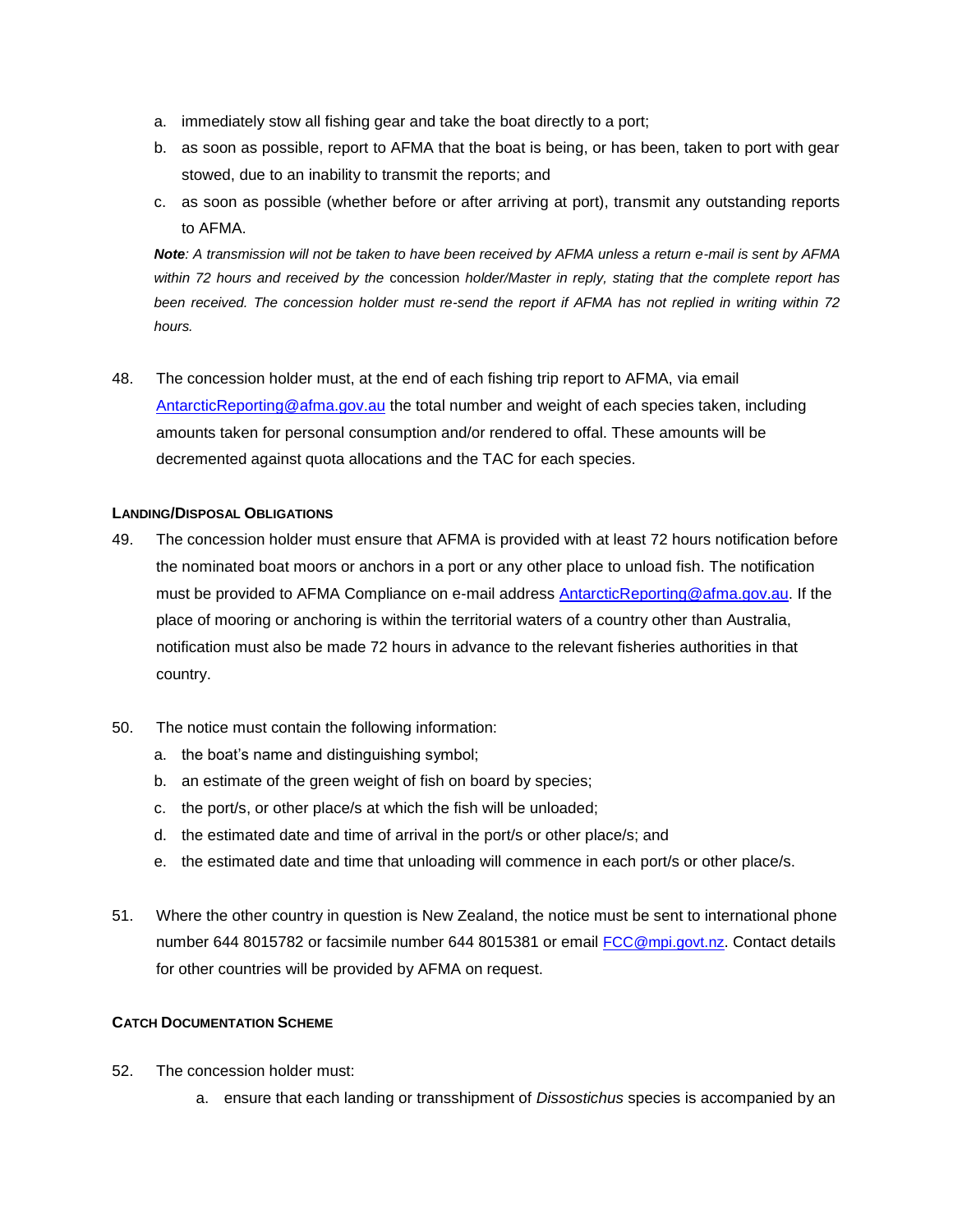a. immediately stow all fishing gear and take the boat directly to a port;

b. as soon as possible, report to AFMA that the boat is being, or has been, taken to port with gear stowed, due to an inability to transmit the reports; and

c. as soon as possible (whether before or after arriving at port), transmit any outstanding reports to AFMA.

***Note**: A transmission will not be taken to have been received by AFMA unless a return e-mail is sent by AFMA within 72 hours and received by the* concession *holder/Master in reply, stating that the complete report has been received. The concession holder must re-send the report if AFMA has not replied in writing within 72 hours.*

48. The concession holder must, at the end of each fishing trip report to AFMA, via email AntarcticReporting@afma.gov.au the total number and weight of each species taken, including amounts taken for personal consumption and/or rendered to offal. These amounts will be decremented against quota allocations and the TAC for each species.

#### Landing/Disposal Obligations

49. The concession holder must ensure that AFMA is provided with at least 72 hours notification before the nominated boat moors or anchors in a port or any other place to unload fish. The notification must be provided to AFMA Compliance on e-mail address AntarcticReporting@afma.gov.au. If the place of mooring or anchoring is within the territorial waters of a country other than Australia, notification must also be made 72 hours in advance to the relevant fisheries authorities in that country.

50. The notice must contain the following information:
    a. the boat's name and distinguishing symbol;
    b. an estimate of the green weight of fish on board by species;
    c. the port/s, or other place/s at which the fish will be unloaded;
    d. the estimated date and time of arrival in the port/s or other place/s; and
    e. the estimated date and time that unloading will commence in each port/s or other place/s.

51. Where the other country in question is New Zealand, the notice must be sent to international phone number 644 8015782 or facsimile number 644 8015381 or email FCC@mpi.govt.nz. Contact details for other countries will be provided by AFMA on request.

#### Catch Documentation Scheme

52. The concession holder must:
    a. ensure that each landing or transshipment of *Dissostichus* species is accompanied by an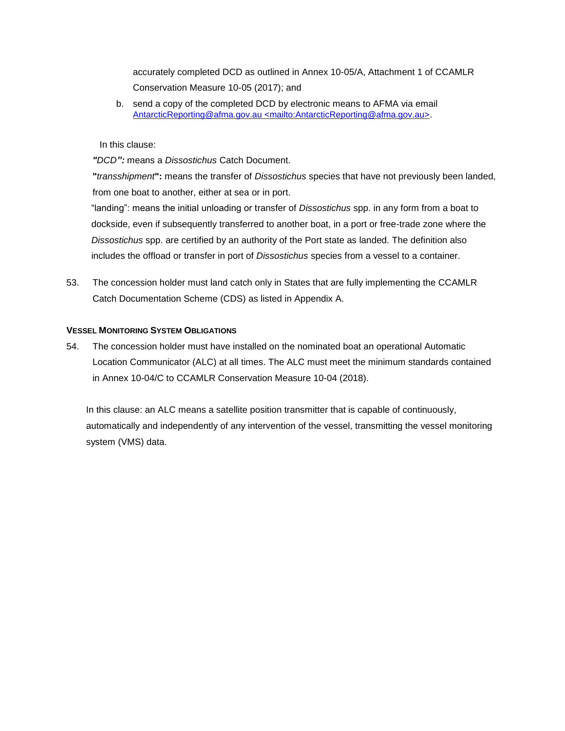accurately completed DCD as outlined in Annex 10-05/A, Attachment 1 of CCAMLR Conservation Measure 10-05 (2017); and

b. send a copy of the completed DCD by electronic means to AFMA via email [AntarcticReporting@afma.gov.au <mailto:AntarcticReporting@afma.gov.au>](mailto:AntarcticReporting@afma.gov.au).

In this clause:

***"DCD":*** means a *Dissostichus* Catch Document.

**"***transshipment***":** means the transfer of *Dissostichus* species that have not previously been landed, from one boat to another, either at sea or in port.

"landing": means the initial unloading or transfer of *Dissostichus* spp. in any form from a boat to dockside, even if subsequently transferred to another boat, in a port or free-trade zone where the *Dissostichus* spp. are certified by an authority of the Port state as landed. The definition also includes the offload or transfer in port of *Dissostichus* species from a vessel to a container.

53. The concession holder must land catch only in States that are fully implementing the CCAMLR Catch Documentation Scheme (CDS) as listed in Appendix A.

#### VESSEL MONITORING SYSTEM OBLIGATIONS

54. The concession holder must have installed on the nominated boat an operational Automatic Location Communicator (ALC) at all times. The ALC must meet the minimum standards contained in Annex 10-04/C to CCAMLR Conservation Measure 10-04 (2018).

In this clause: an ALC means a satellite position transmitter that is capable of continuously, automatically and independently of any intervention of the vessel, transmitting the vessel monitoring system (VMS) data.